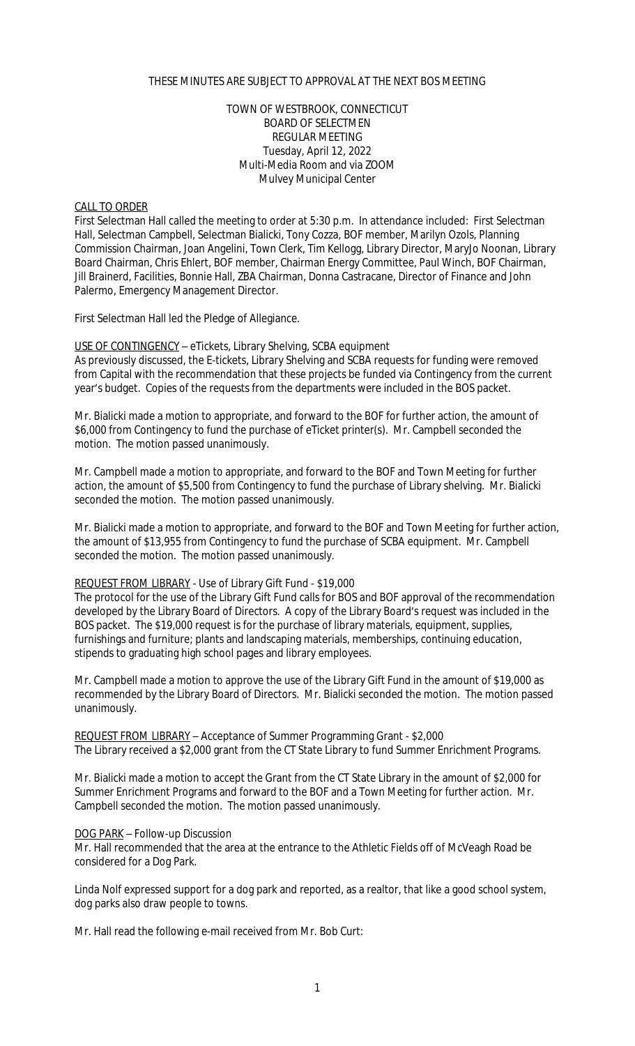THESE MINUTES ARE SUBJECT TO APPROVAL AT THE NEXT BOS MEETING

TOWN OF WESTBROOK, CONNECTICUT
BOARD OF SELECTMEN
REGULAR MEETING
Tuesday, April 12, 2022
Multi-Media Room and via ZOOM
Mulvey Municipal Center

CALL TO ORDER

First Selectman Hall called the meeting to order at 5:30 p.m. In attendance included: First Selectman Hall, Selectman Campbell, Selectman Bialicki, Tony Cozza, BOF member, Marilyn Ozols, Planning Commission Chairman, Joan Angelini, Town Clerk, Tim Kellogg, Library Director, MaryJo Noonan, Library Board Chairman, Chris Ehlert, BOF member, Chairman Energy Committee, Paul Winch, BOF Chairman, Jill Brainerd, Facilities, Bonnie Hall, ZBA Chairman, Donna Castracane, Director of Finance and John Palermo, Emergency Management Director.

First Selectman Hall led the Pledge of Allegiance.

USE OF CONTINGENCY – eTickets, Library Shelving, SCBA equipment

As previously discussed, the E-tickets, Library Shelving and SCBA requests for funding were removed from Capital with the recommendation that these projects be funded via Contingency from the current year's budget. Copies of the requests from the departments were included in the BOS packet.

Mr. Bialicki made a motion to appropriate, and forward to the BOF for further action, the amount of $6,000 from Contingency to fund the purchase of eTicket printer(s). Mr. Campbell seconded the motion. The motion passed unanimously.

Mr. Campbell made a motion to appropriate, and forward to the BOF and Town Meeting for further action, the amount of $5,500 from Contingency to fund the purchase of Library shelving. Mr. Bialicki seconded the motion. The motion passed unanimously.

Mr. Bialicki made a motion to appropriate, and forward to the BOF and Town Meeting for further action, the amount of $13,955 from Contingency to fund the purchase of SCBA equipment. Mr. Campbell seconded the motion. The motion passed unanimously.

REQUEST FROM LIBRARY - Use of Library Gift Fund - $19,000

The protocol for the use of the Library Gift Fund calls for BOS and BOF approval of the recommendation developed by the Library Board of Directors. A copy of the Library Board's request was included in the BOS packet. The $19,000 request is for the purchase of library materials, equipment, supplies, furnishings and furniture; plants and landscaping materials, memberships, continuing education, stipends to graduating high school pages and library employees.

Mr. Campbell made a motion to approve the use of the Library Gift Fund in the amount of $19,000 as recommended by the Library Board of Directors. Mr. Bialicki seconded the motion. The motion passed unanimously.

REQUEST FROM LIBRARY – Acceptance of Summer Programming Grant - $2,000

The Library received a $2,000 grant from the CT State Library to fund Summer Enrichment Programs.

Mr. Bialicki made a motion to accept the Grant from the CT State Library in the amount of $2,000 for Summer Enrichment Programs and forward to the BOF and a Town Meeting for further action. Mr. Campbell seconded the motion. The motion passed unanimously.

DOG PARK – Follow-up Discussion

Mr. Hall recommended that the area at the entrance to the Athletic Fields off of McVeagh Road be considered for a Dog Park.

Linda Nolf expressed support for a dog park and reported, as a realtor, that like a good school system, dog parks also draw people to towns.

Mr. Hall read the following e-mail received from Mr. Bob Curt: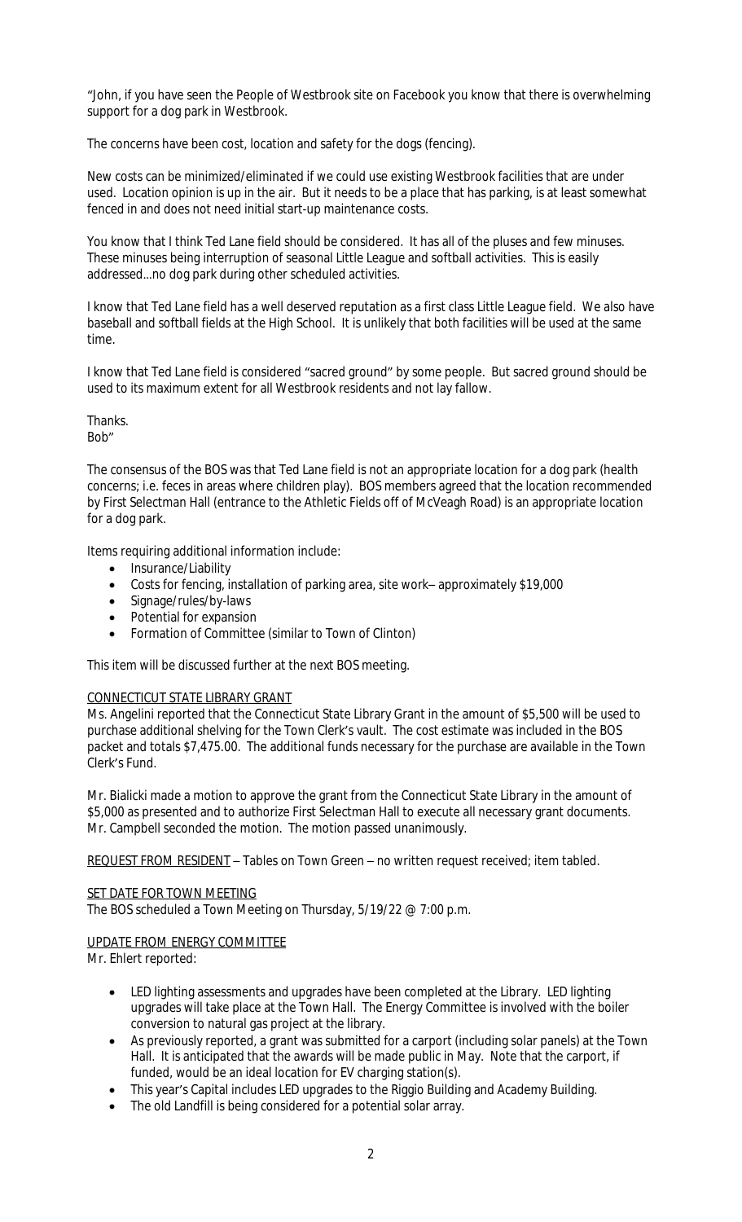"John, if you have seen the People of Westbrook site on Facebook you know that there is overwhelming support for a dog park in Westbrook.

The concerns have been cost, location and safety for the dogs (fencing).

New costs can be minimized/eliminated if we could use existing Westbrook facilities that are under used. Location opinion is up in the air. But it needs to be a place that has parking, is at least somewhat fenced in and does not need initial start-up maintenance costs.

You know that I think Ted Lane field should be considered. It has all of the pluses and few minuses. These minuses being interruption of seasonal Little League and softball activities. This is easily addressed...no dog park during other scheduled activities.

I know that Ted Lane field has a well deserved reputation as a first class Little League field. We also have baseball and softball fields at the High School. It is unlikely that both facilities will be used at the same time.

I know that Ted Lane field is considered "sacred ground" by some people. But sacred ground should be used to its maximum extent for all Westbrook residents and not lay fallow.

Thanks.
Bob"

The consensus of the BOS was that Ted Lane field is not an appropriate location for a dog park (health concerns; i.e. feces in areas where children play). BOS members agreed that the location recommended by First Selectman Hall (entrance to the Athletic Fields off of McVeagh Road) is an appropriate location for a dog park.

Items requiring additional information include:

- Insurance/Liability
- Costs for fencing, installation of parking area, site work– approximately $19,000
- Signage/rules/by-laws
- Potential for expansion
- Formation of Committee (similar to Town of Clinton)

This item will be discussed further at the next BOS meeting.

CONNECTICUT STATE LIBRARY GRANT

Ms. Angelini reported that the Connecticut State Library Grant in the amount of $5,500 will be used to purchase additional shelving for the Town Clerk's vault. The cost estimate was included in the BOS packet and totals $7,475.00. The additional funds necessary for the purchase are available in the Town Clerk's Fund.

Mr. Bialicki made a motion to approve the grant from the Connecticut State Library in the amount of $5,000 as presented and to authorize First Selectman Hall to execute all necessary grant documents. Mr. Campbell seconded the motion. The motion passed unanimously.

REQUEST FROM RESIDENT – Tables on Town Green – no written request received; item tabled.

SET DATE FOR TOWN MEETING

The BOS scheduled a Town Meeting on Thursday, 5/19/22 @ 7:00 p.m.

UPDATE FROM ENERGY COMMITTEE

Mr. Ehlert reported:

- LED lighting assessments and upgrades have been completed at the Library. LED lighting upgrades will take place at the Town Hall. The Energy Committee is involved with the boiler conversion to natural gas project at the library.
- As previously reported, a grant was submitted for a carport (including solar panels) at the Town Hall. It is anticipated that the awards will be made public in May. Note that the carport, if funded, would be an ideal location for EV charging station(s).
- This year's Capital includes LED upgrades to the Riggio Building and Academy Building.
- The old Landfill is being considered for a potential solar array.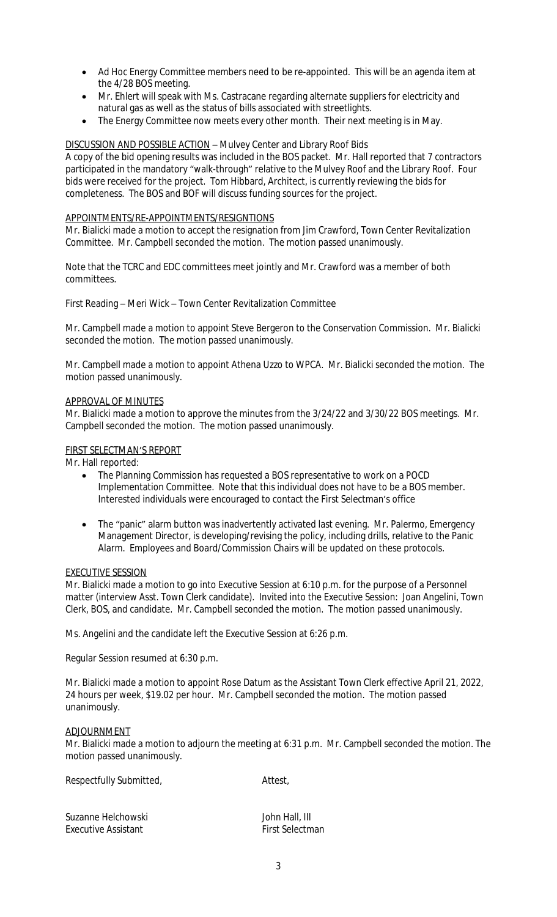- Ad Hoc Energy Committee members need to be re-appointed. This will be an agenda item at the 4/28 BOS meeting.
- Mr. Ehlert will speak with Ms. Castracane regarding alternate suppliers for electricity and natural gas as well as the status of bills associated with streetlights.
- The Energy Committee now meets every other month. Their next meeting is in May.

DISCUSSION AND POSSIBLE ACTION – Mulvey Center and Library Roof Bids

A copy of the bid opening results was included in the BOS packet. Mr. Hall reported that 7 contractors participated in the mandatory "walk-through" relative to the Mulvey Roof and the Library Roof. Four bids were received for the project. Tom Hibbard, Architect, is currently reviewing the bids for completeness. The BOS and BOF will discuss funding sources for the project.

APPOINTMENTS/RE-APPOINTMENTS/RESIGNTIONS

Mr. Bialicki made a motion to accept the resignation from Jim Crawford, Town Center Revitalization Committee. Mr. Campbell seconded the motion. The motion passed unanimously.

Note that the TCRC and EDC committees meet jointly and Mr. Crawford was a member of both committees.

First Reading – Meri Wick – Town Center Revitalization Committee

Mr. Campbell made a motion to appoint Steve Bergeron to the Conservation Commission. Mr. Bialicki seconded the motion. The motion passed unanimously.

Mr. Campbell made a motion to appoint Athena Uzzo to WPCA. Mr. Bialicki seconded the motion. The motion passed unanimously.

APPROVAL OF MINUTES

Mr. Bialicki made a motion to approve the minutes from the 3/24/22 and 3/30/22 BOS meetings. Mr. Campbell seconded the motion. The motion passed unanimously.

FIRST SELECTMAN'S REPORT

Mr. Hall reported:

- The Planning Commission has requested a BOS representative to work on a POCD Implementation Committee. Note that this individual does not have to be a BOS member. Interested individuals were encouraged to contact the First Selectman's office

- The "panic" alarm button was inadvertently activated last evening. Mr. Palermo, Emergency Management Director, is developing/revising the policy, including drills, relative to the Panic Alarm. Employees and Board/Commission Chairs will be updated on these protocols.

EXECUTIVE SESSION

Mr. Bialicki made a motion to go into Executive Session at 6:10 p.m. for the purpose of a Personnel matter (interview Asst. Town Clerk candidate). Invited into the Executive Session: Joan Angelini, Town Clerk, BOS, and candidate. Mr. Campbell seconded the motion. The motion passed unanimously.

Ms. Angelini and the candidate left the Executive Session at 6:26 p.m.

Regular Session resumed at 6:30 p.m.

Mr. Bialicki made a motion to appoint Rose Datum as the Assistant Town Clerk effective April 21, 2022, 24 hours per week, $19.02 per hour. Mr. Campbell seconded the motion. The motion passed unanimously.

ADJOURNMENT

Mr. Bialicki made a motion to adjourn the meeting at 6:31 p.m. Mr. Campbell seconded the motion. The motion passed unanimously.

Respectfully Submitted,

Suzanne Helchowski
Executive Assistant

Attest,

John Hall, III
First Selectman